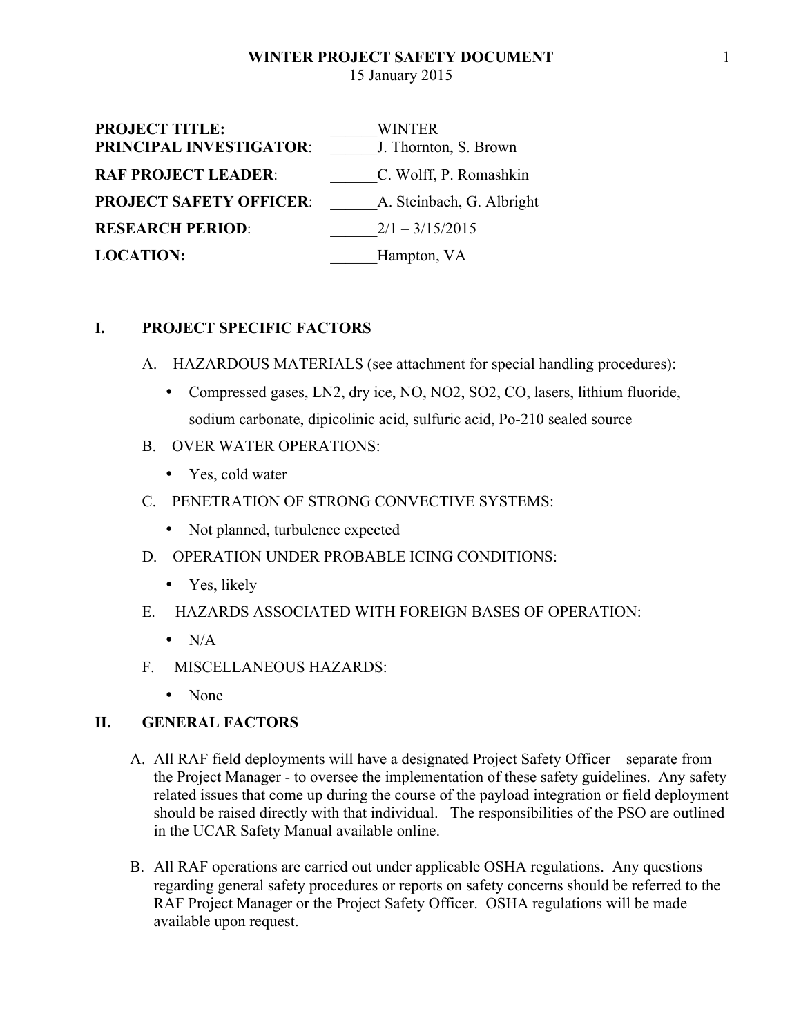# WINTER PROJECT SAFETY DOCUMENT

15 January 2015

**PROJECT TITLE:** ______WINTER

**PRINCIPAL INVESTIGATOR**: ______J. Thornton, S. Brown

**RAF PROJECT LEADER**: ______C. Wolff, P. Romashkin

**PROJECT SAFETY OFFICER**: ______A. Steinbach, G. Albright

**RESEARCH PERIOD**: ______2/1 – 3/15/2015

**LOCATION:** ______Hampton, VA

## I. PROJECT SPECIFIC FACTORS

A. HAZARDOUS MATERIALS (see attachment for special handling procedures):

- Compressed gases, $LN_2$, dry ice, NO, $NO_2$, $SO_2$, CO, lasers, lithium fluoride, sodium carbonate, dipicolinic acid, sulfuric acid, Po-210 sealed source

B. OVER WATER OPERATIONS:

- Yes, cold water

C. PENETRATION OF STRONG CONVECTIVE SYSTEMS:

- Not planned, turbulence expected

D. OPERATION UNDER PROBABLE ICING CONDITIONS:

- Yes, likely

E. HAZARDS ASSOCIATED WITH FOREIGN BASES OF OPERATION:

- N/A

F. MISCELLANEOUS HAZARDS:

- None

## II. GENERAL FACTORS

A. All RAF field deployments will have a designated Project Safety Officer – separate from the Project Manager - to oversee the implementation of these safety guidelines. Any safety related issues that come up during the course of the payload integration or field deployment should be raised directly with that individual. The responsibilities of the PSO are outlined in the UCAR Safety Manual available online.

B. All RAF operations are carried out under applicable OSHA regulations. Any questions regarding general safety procedures or reports on safety concerns should be referred to the RAF Project Manager or the Project Safety Officer. OSHA regulations will be made available upon request.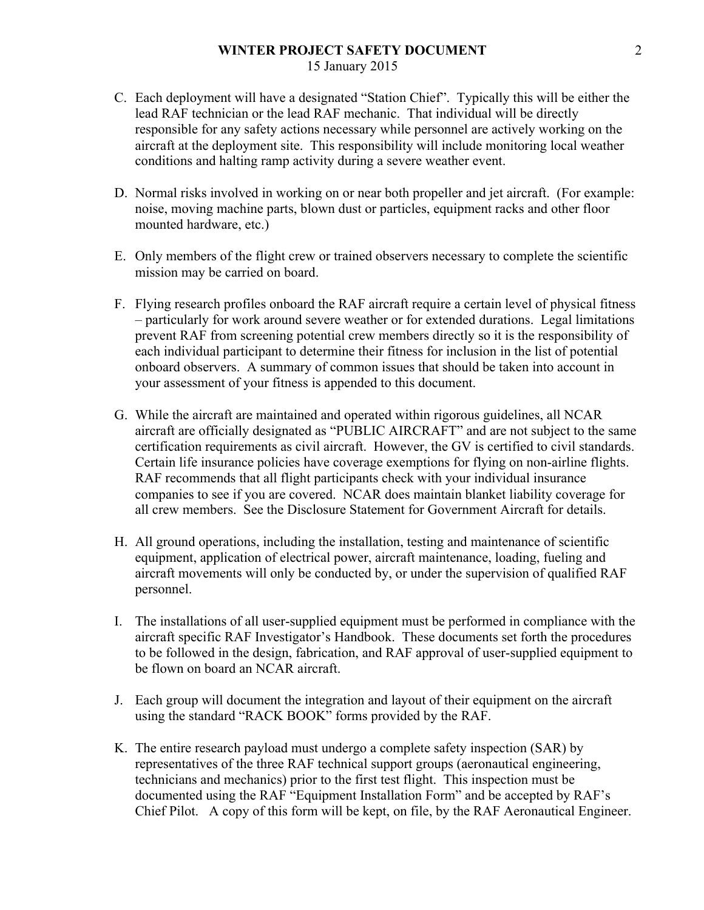C. Each deployment will have a designated "Station Chief". Typically this will be either the lead RAF technician or the lead RAF mechanic. That individual will be directly responsible for any safety actions necessary while personnel are actively working on the aircraft at the deployment site. This responsibility will include monitoring local weather conditions and halting ramp activity during a severe weather event.

D. Normal risks involved in working on or near both propeller and jet aircraft. (For example: noise, moving machine parts, blown dust or particles, equipment racks and other floor mounted hardware, etc.)

E. Only members of the flight crew or trained observers necessary to complete the scientific mission may be carried on board.

F. Flying research profiles onboard the RAF aircraft require a certain level of physical fitness – particularly for work around severe weather or for extended durations. Legal limitations prevent RAF from screening potential crew members directly so it is the responsibility of each individual participant to determine their fitness for inclusion in the list of potential onboard observers. A summary of common issues that should be taken into account in your assessment of your fitness is appended to this document.

G. While the aircraft are maintained and operated within rigorous guidelines, all NCAR aircraft are officially designated as "PUBLIC AIRCRAFT" and are not subject to the same certification requirements as civil aircraft. However, the GV is certified to civil standards. Certain life insurance policies have coverage exemptions for flying on non-airline flights. RAF recommends that all flight participants check with your individual insurance companies to see if you are covered. NCAR does maintain blanket liability coverage for all crew members. See the Disclosure Statement for Government Aircraft for details.

H. All ground operations, including the installation, testing and maintenance of scientific equipment, application of electrical power, aircraft maintenance, loading, fueling and aircraft movements will only be conducted by, or under the supervision of qualified RAF personnel.

I. The installations of all user-supplied equipment must be performed in compliance with the aircraft specific RAF Investigator's Handbook. These documents set forth the procedures to be followed in the design, fabrication, and RAF approval of user-supplied equipment to be flown on board an NCAR aircraft.

J. Each group will document the integration and layout of their equipment on the aircraft using the standard "RACK BOOK" forms provided by the RAF.

K. The entire research payload must undergo a complete safety inspection (SAR) by representatives of the three RAF technical support groups (aeronautical engineering, technicians and mechanics) prior to the first test flight. This inspection must be documented using the RAF "Equipment Installation Form" and be accepted by RAF's Chief Pilot. A copy of this form will be kept, on file, by the RAF Aeronautical Engineer.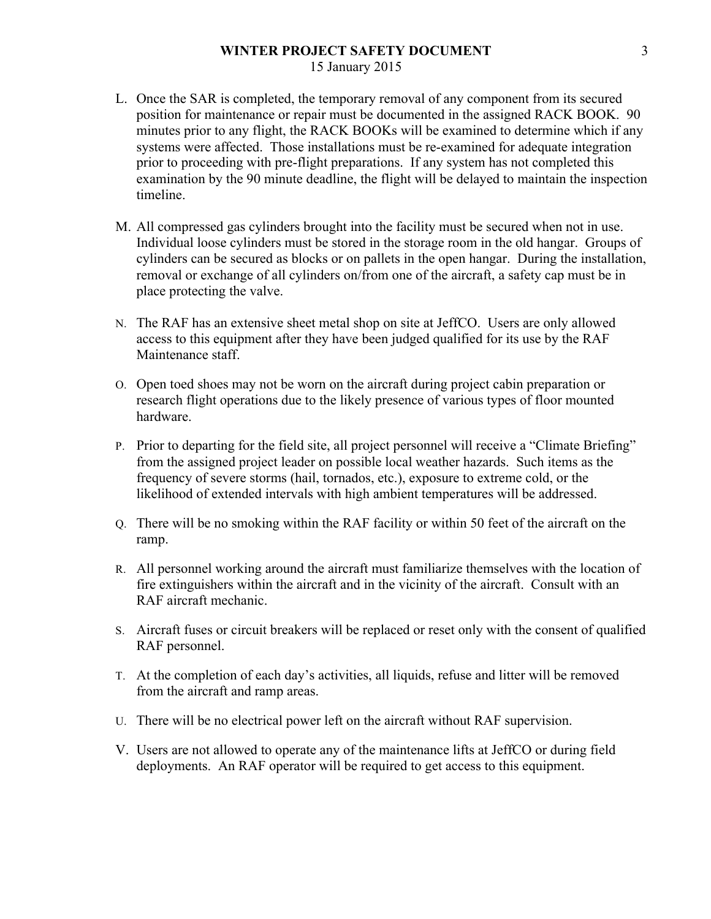L. Once the SAR is completed, the temporary removal of any component from its secured position for maintenance or repair must be documented in the assigned RACK BOOK. 90 minutes prior to any flight, the RACK BOOKs will be examined to determine which if any systems were affected. Those installations must be re-examined for adequate integration prior to proceeding with pre-flight preparations. If any system has not completed this examination by the 90 minute deadline, the flight will be delayed to maintain the inspection timeline.

M. All compressed gas cylinders brought into the facility must be secured when not in use. Individual loose cylinders must be stored in the storage room in the old hangar. Groups of cylinders can be secured as blocks or on pallets in the open hangar. During the installation, removal or exchange of all cylinders on/from one of the aircraft, a safety cap must be in place protecting the valve.

N. The RAF has an extensive sheet metal shop on site at JeffCO. Users are only allowed access to this equipment after they have been judged qualified for its use by the RAF Maintenance staff.

O. Open toed shoes may not be worn on the aircraft during project cabin preparation or research flight operations due to the likely presence of various types of floor mounted hardware.

P. Prior to departing for the field site, all project personnel will receive a "Climate Briefing" from the assigned project leader on possible local weather hazards. Such items as the frequency of severe storms (hail, tornados, etc.), exposure to extreme cold, or the likelihood of extended intervals with high ambient temperatures will be addressed.

Q. There will be no smoking within the RAF facility or within 50 feet of the aircraft on the ramp.

R. All personnel working around the aircraft must familiarize themselves with the location of fire extinguishers within the aircraft and in the vicinity of the aircraft. Consult with an RAF aircraft mechanic.

S. Aircraft fuses or circuit breakers will be replaced or reset only with the consent of qualified RAF personnel.

T. At the completion of each day's activities, all liquids, refuse and litter will be removed from the aircraft and ramp areas.

U. There will be no electrical power left on the aircraft without RAF supervision.

V. Users are not allowed to operate any of the maintenance lifts at JeffCO or during field deployments. An RAF operator will be required to get access to this equipment.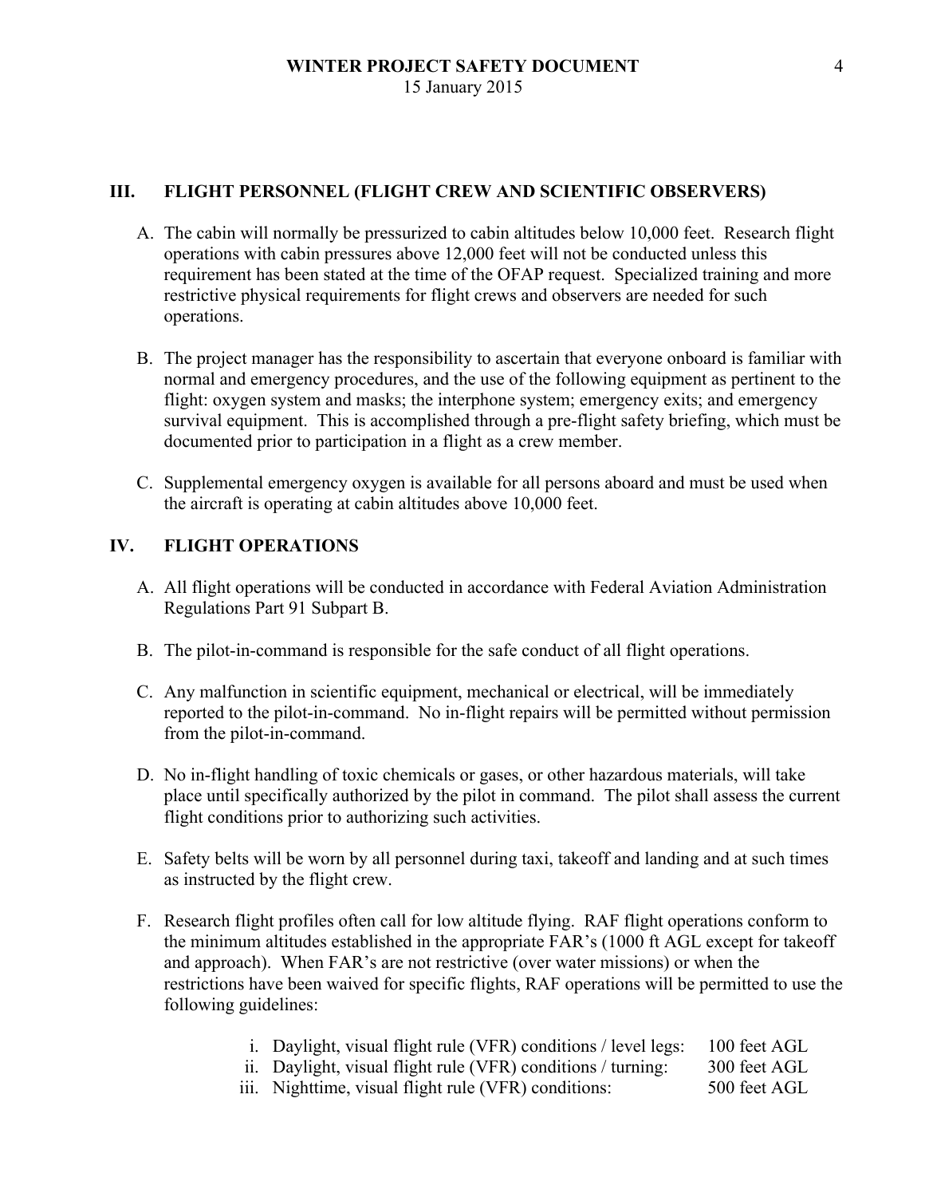## III. FLIGHT PERSONNEL (FLIGHT CREW AND SCIENTIFIC OBSERVERS)

A. The cabin will normally be pressurized to cabin altitudes below 10,000 feet. Research flight operations with cabin pressures above 12,000 feet will not be conducted unless this requirement has been stated at the time of the OFAP request. Specialized training and more restrictive physical requirements for flight crews and observers are needed for such operations.

B. The project manager has the responsibility to ascertain that everyone onboard is familiar with normal and emergency procedures, and the use of the following equipment as pertinent to the flight: oxygen system and masks; the interphone system; emergency exits; and emergency survival equipment. This is accomplished through a pre-flight safety briefing, which must be documented prior to participation in a flight as a crew member.

C. Supplemental emergency oxygen is available for all persons aboard and must be used when the aircraft is operating at cabin altitudes above 10,000 feet.

## IV. FLIGHT OPERATIONS

A. All flight operations will be conducted in accordance with Federal Aviation Administration Regulations Part 91 Subpart B.

B. The pilot-in-command is responsible for the safe conduct of all flight operations.

C. Any malfunction in scientific equipment, mechanical or electrical, will be immediately reported to the pilot-in-command. No in-flight repairs will be permitted without permission from the pilot-in-command.

D. No in-flight handling of toxic chemicals or gases, or other hazardous materials, will take place until specifically authorized by the pilot in command. The pilot shall assess the current flight conditions prior to authorizing such activities.

E. Safety belts will be worn by all personnel during taxi, takeoff and landing and at such times as instructed by the flight crew.

F. Research flight profiles often call for low altitude flying. RAF flight operations conform to the minimum altitudes established in the appropriate FAR's (1000 ft AGL except for takeoff and approach). When FAR's are not restrictive (over water missions) or when the restrictions have been waived for specific flights, RAF operations will be permitted to use the following guidelines:

   i. Daylight, visual flight rule (VFR) conditions / level legs: 100 feet AGL
   ii. Daylight, visual flight rule (VFR) conditions / turning: 300 feet AGL
   iii. Nighttime, visual flight rule (VFR) conditions: 500 feet AGL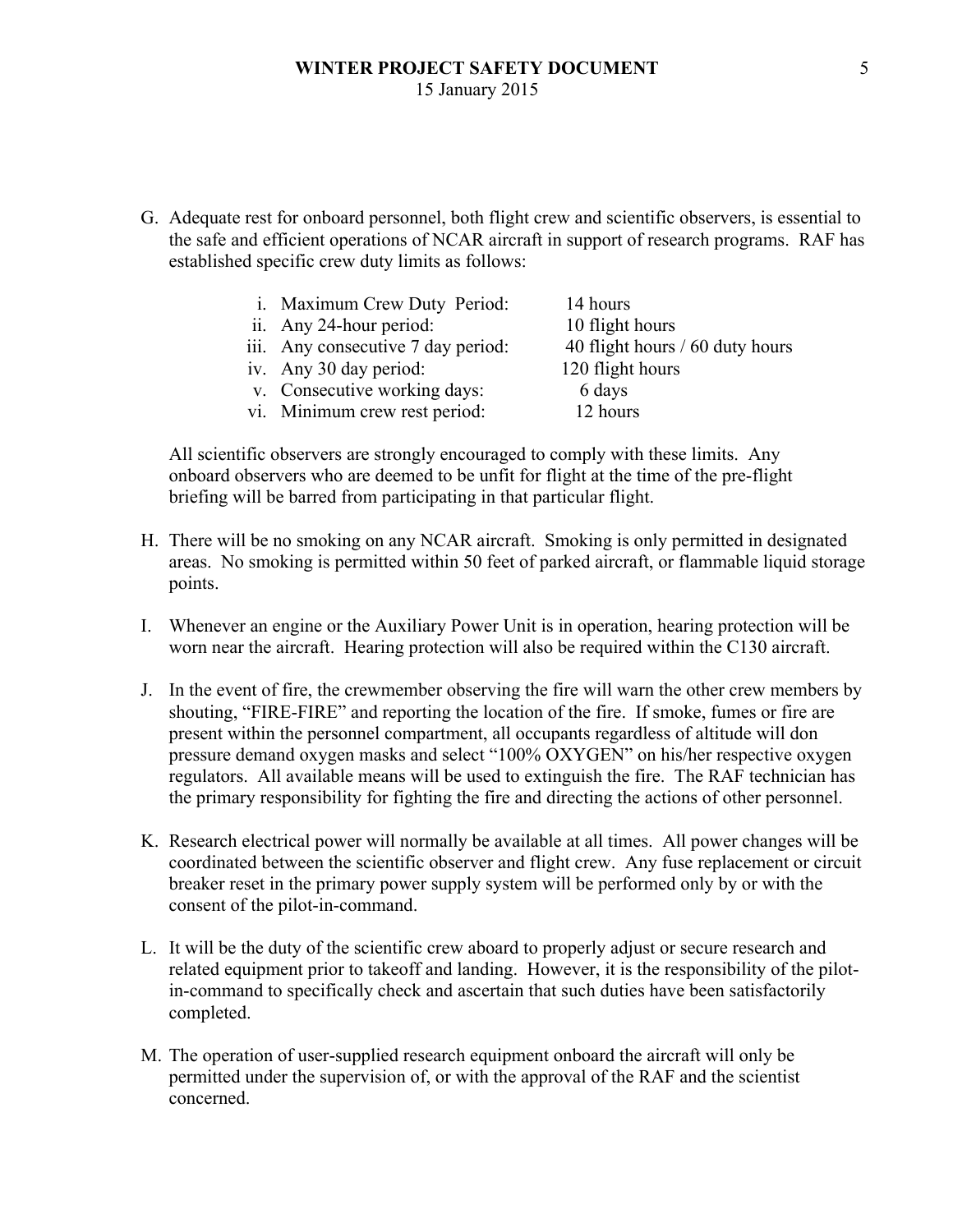G. Adequate rest for onboard personnel, both flight crew and scientific observers, is essential to the safe and efficient operations of NCAR aircraft in support of research programs. RAF has established specific crew duty limits as follows:

   i. Maximum Crew Duty Period: 14 hours
   ii. Any 24-hour period: 10 flight hours
   iii. Any consecutive 7 day period: 40 flight hours / 60 duty hours
   iv. Any 30 day period: 120 flight hours
   v. Consecutive working days: 6 days
   vi. Minimum crew rest period: 12 hours

   All scientific observers are strongly encouraged to comply with these limits. Any onboard observers who are deemed to be unfit for flight at the time of the pre-flight briefing will be barred from participating in that particular flight.

H. There will be no smoking on any NCAR aircraft. Smoking is only permitted in designated areas. No smoking is permitted within 50 feet of parked aircraft, or flammable liquid storage points.

I. Whenever an engine or the Auxiliary Power Unit is in operation, hearing protection will be worn near the aircraft. Hearing protection will also be required within the C130 aircraft.

J. In the event of fire, the crewmember observing the fire will warn the other crew members by shouting, "FIRE-FIRE" and reporting the location of the fire. If smoke, fumes or fire are present within the personnel compartment, all occupants regardless of altitude will don pressure demand oxygen masks and select "100% OXYGEN" on his/her respective oxygen regulators. All available means will be used to extinguish the fire. The RAF technician has the primary responsibility for fighting the fire and directing the actions of other personnel.

K. Research electrical power will normally be available at all times. All power changes will be coordinated between the scientific observer and flight crew. Any fuse replacement or circuit breaker reset in the primary power supply system will be performed only by or with the consent of the pilot-in-command.

L. It will be the duty of the scientific crew aboard to properly adjust or secure research and related equipment prior to takeoff and landing. However, it is the responsibility of the pilot-in-command to specifically check and ascertain that such duties have been satisfactorily completed.

M. The operation of user-supplied research equipment onboard the aircraft will only be permitted under the supervision of, or with the approval of the RAF and the scientist concerned.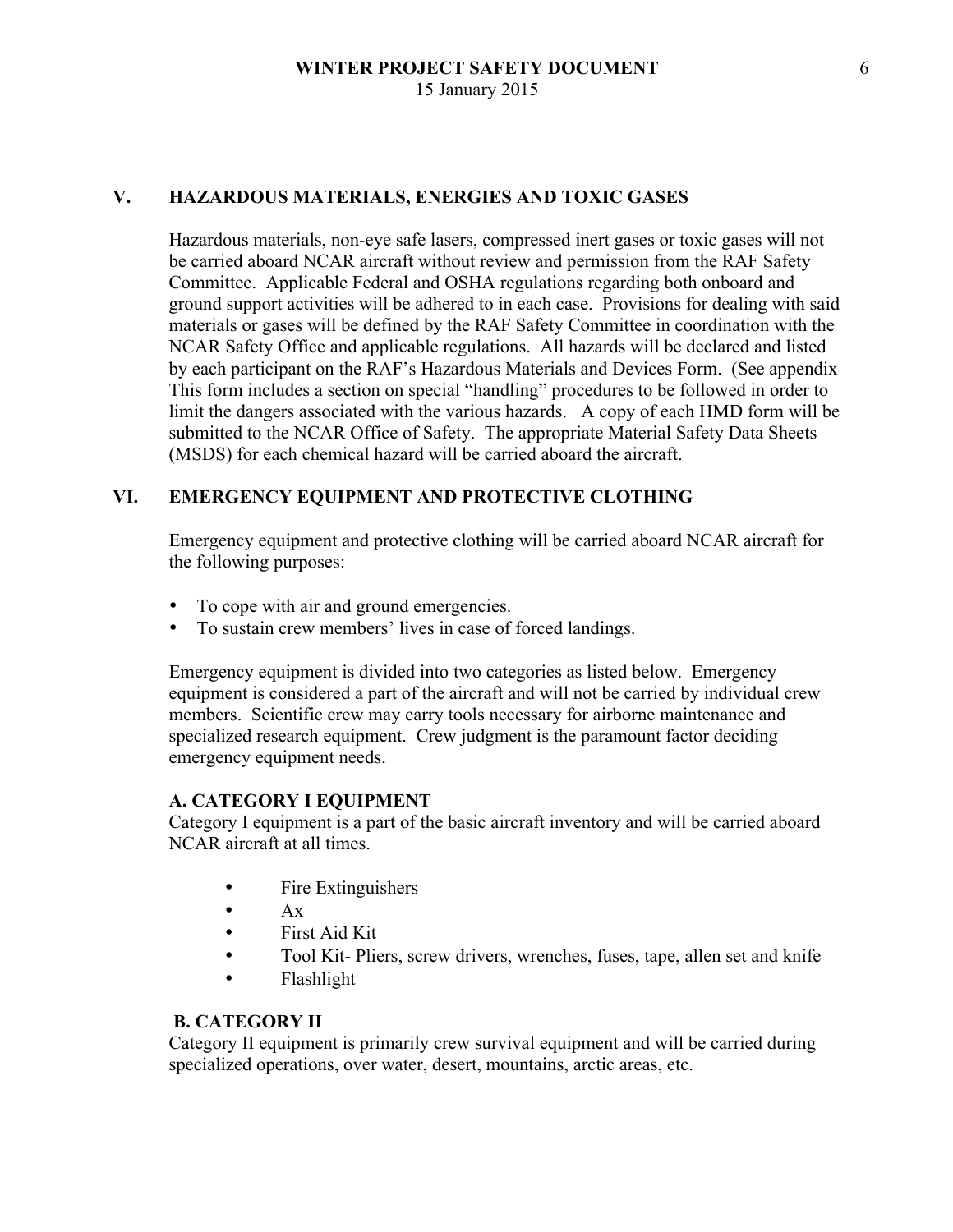## V. HAZARDOUS MATERIALS, ENERGIES AND TOXIC GASES

Hazardous materials, non-eye safe lasers, compressed inert gases or toxic gases will not be carried aboard NCAR aircraft without review and permission from the RAF Safety Committee. Applicable Federal and OSHA regulations regarding both onboard and ground support activities will be adhered to in each case. Provisions for dealing with said materials or gases will be defined by the RAF Safety Committee in coordination with the NCAR Safety Office and applicable regulations. All hazards will be declared and listed by each participant on the RAF's Hazardous Materials and Devices Form. (See appendix This form includes a section on special "handling" procedures to be followed in order to limit the dangers associated with the various hazards. A copy of each HMD form will be submitted to the NCAR Office of Safety. The appropriate Material Safety Data Sheets (MSDS) for each chemical hazard will be carried aboard the aircraft.

## VI. EMERGENCY EQUIPMENT AND PROTECTIVE CLOTHING

Emergency equipment and protective clothing will be carried aboard NCAR aircraft for the following purposes:

- To cope with air and ground emergencies.
- To sustain crew members' lives in case of forced landings.

Emergency equipment is divided into two categories as listed below. Emergency equipment is considered a part of the aircraft and will not be carried by individual crew members. Scientific crew may carry tools necessary for airborne maintenance and specialized research equipment. Crew judgment is the paramount factor deciding emergency equipment needs.

### A. CATEGORY I EQUIPMENT

Category I equipment is a part of the basic aircraft inventory and will be carried aboard NCAR aircraft at all times.

- Fire Extinguishers
- Ax
- First Aid Kit
- Tool Kit- Pliers, screw drivers, wrenches, fuses, tape, allen set and knife
- Flashlight

### B. CATEGORY II

Category II equipment is primarily crew survival equipment and will be carried during specialized operations, over water, desert, mountains, arctic areas, etc.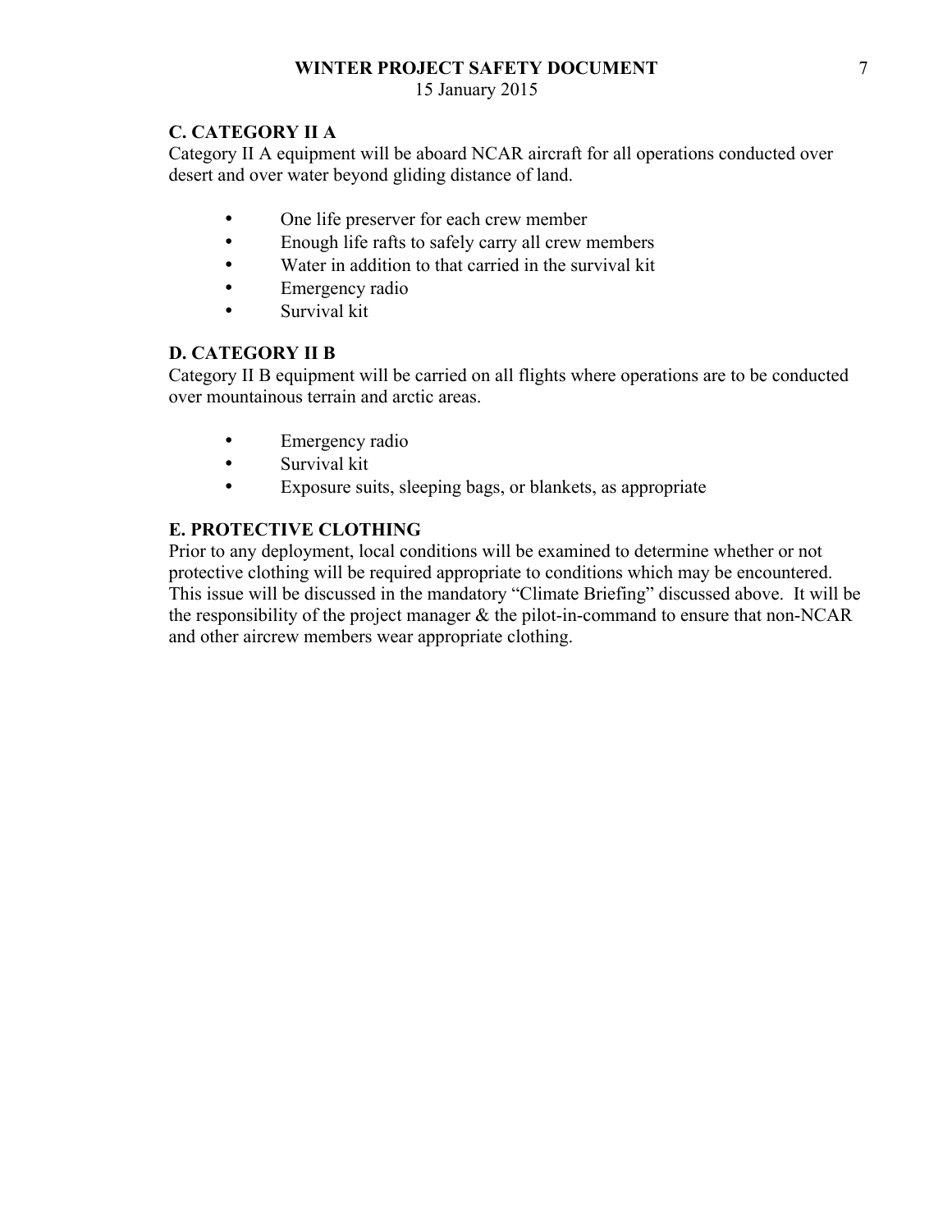### C. CATEGORY II A

Category II A equipment will be aboard NCAR aircraft for all operations conducted over desert and over water beyond gliding distance of land.

- One life preserver for each crew member
- Enough life rafts to safely carry all crew members
- Water in addition to that carried in the survival kit
- Emergency radio
- Survival kit

### D. CATEGORY II B

Category II B equipment will be carried on all flights where operations are to be conducted over mountainous terrain and arctic areas.

- Emergency radio
- Survival kit
- Exposure suits, sleeping bags, or blankets, as appropriate

### E. PROTECTIVE CLOTHING

Prior to any deployment, local conditions will be examined to determine whether or not protective clothing will be required appropriate to conditions which may be encountered. This issue will be discussed in the mandatory "Climate Briefing" discussed above. It will be the responsibility of the project manager & the pilot-in-command to ensure that non-NCAR and other aircrew members wear appropriate clothing.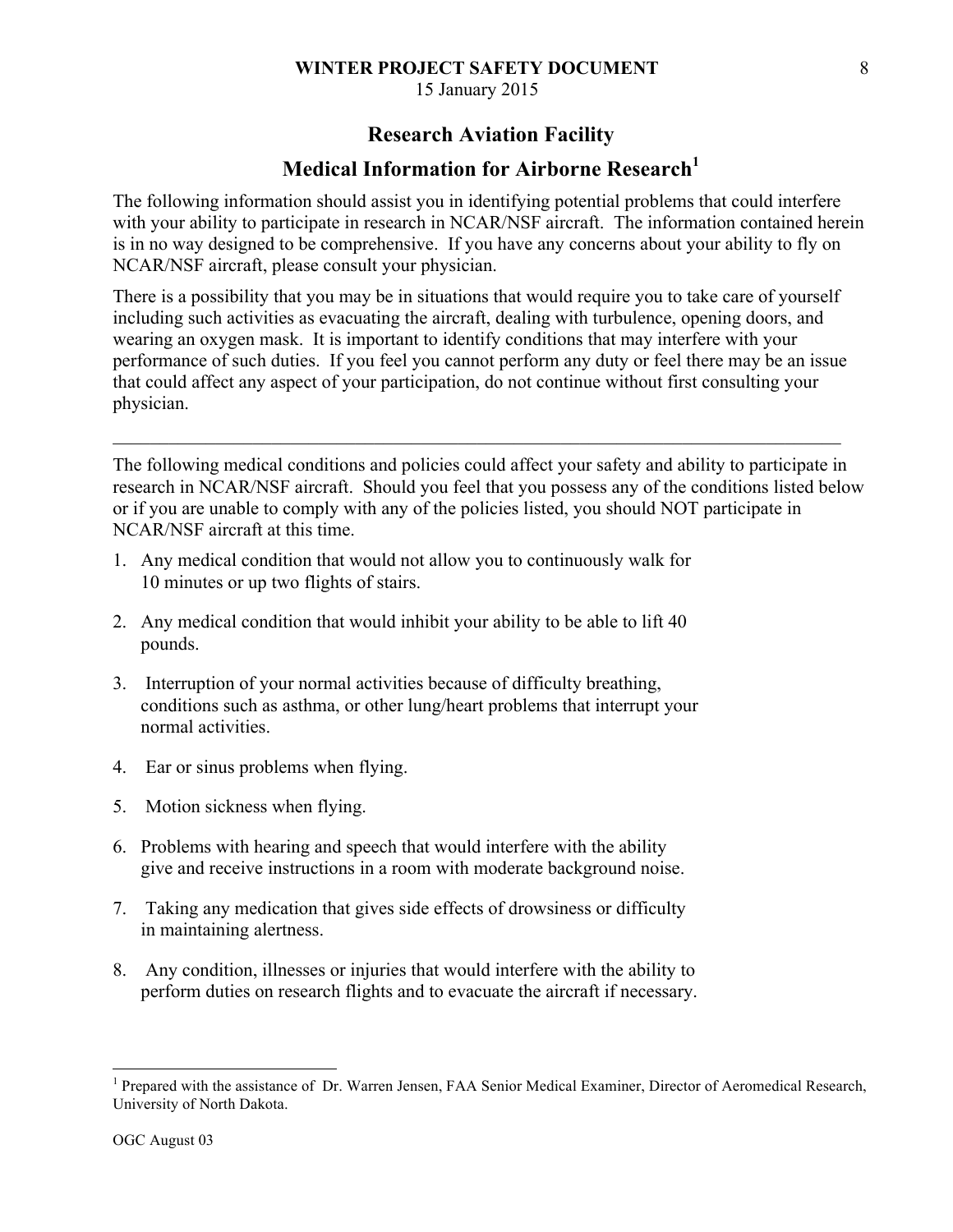## Research Aviation Facility

## Medical Information for Airborne Research[1]

The following information should assist you in identifying potential problems that could interfere with your ability to participate in research in NCAR/NSF aircraft. The information contained herein is in no way designed to be comprehensive. If you have any concerns about your ability to fly on NCAR/NSF aircraft, please consult your physician.

There is a possibility that you may be in situations that would require you to take care of yourself including such activities as evacuating the aircraft, dealing with turbulence, opening doors, and wearing an oxygen mask. It is important to identify conditions that may interfere with your performance of such duties. If you feel you cannot perform any duty or feel there may be an issue that could affect any aspect of your participation, do not continue without first consulting your physician.

---

The following medical conditions and policies could affect your safety and ability to participate in research in NCAR/NSF aircraft. Should you feel that you possess any of the conditions listed below or if you are unable to comply with any of the policies listed, you should NOT participate in NCAR/NSF aircraft at this time.

1. Any medical condition that would not allow you to continuously walk for 10 minutes or up two flights of stairs.
2. Any medical condition that would inhibit your ability to be able to lift 40 pounds.
3. Interruption of your normal activities because of difficulty breathing, conditions such as asthma, or other lung/heart problems that interrupt your normal activities.
4. Ear or sinus problems when flying.
5. Motion sickness when flying.
6. Problems with hearing and speech that would interfere with the ability give and receive instructions in a room with moderate background noise.
7. Taking any medication that gives side effects of drowsiness or difficulty in maintaining alertness.
8. Any condition, illnesses or injuries that would interfere with the ability to perform duties on research flights and to evacuate the aircraft if necessary.

---

[1] Prepared with the assistance of Dr. Warren Jensen, FAA Senior Medical Examiner, Director of Aeromedical Research, University of North Dakota.

OGC August 03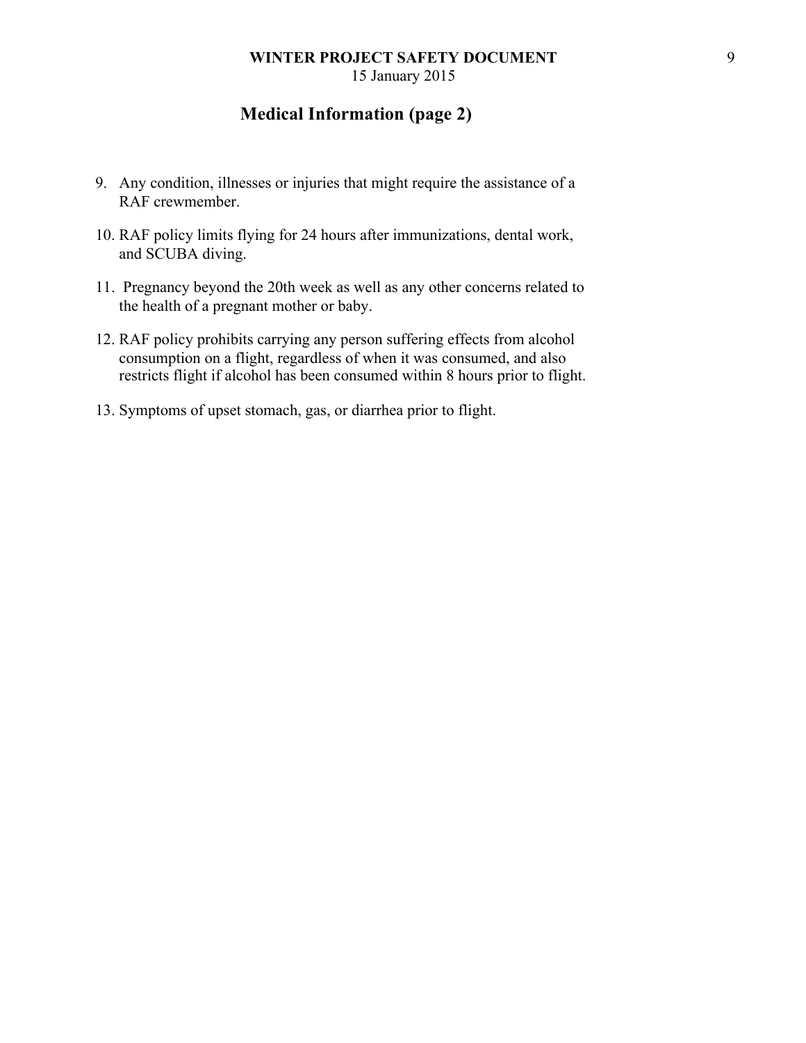## Medical Information (page 2)

9. Any condition, illnesses or injuries that might require the assistance of a RAF crewmember.
10. RAF policy limits flying for 24 hours after immunizations, dental work, and SCUBA diving.
11. Pregnancy beyond the 20th week as well as any other concerns related to the health of a pregnant mother or baby.
12. RAF policy prohibits carrying any person suffering effects from alcohol consumption on a flight, regardless of when it was consumed, and also restricts flight if alcohol has been consumed within 8 hours prior to flight.
13. Symptoms of upset stomach, gas, or diarrhea prior to flight.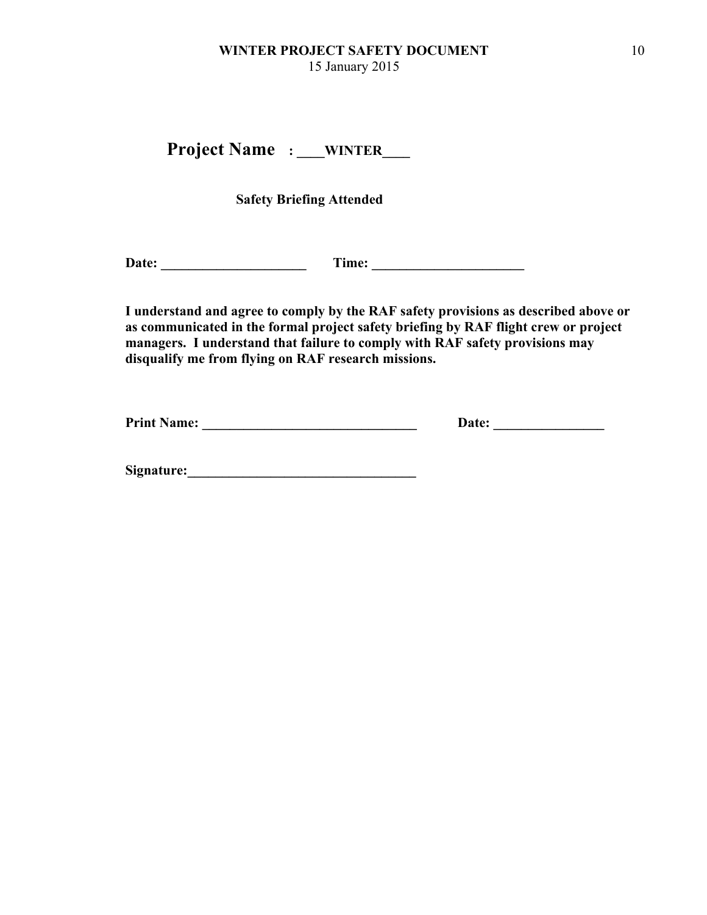**Project Name : \_\_\_\_WINTER\_\_\_\_**

**Safety Briefing Attended**

**Date: \_\_\_\_\_\_\_\_\_\_\_\_\_\_\_\_\_\_\_\_\_\_ Time: \_\_\_\_\_\_\_\_\_\_\_\_\_\_\_\_\_\_\_\_\_\_\_**

**I understand and agree to comply by the RAF safety provisions as described above or as communicated in the formal project safety briefing by RAF flight crew or project managers. I understand that failure to comply with RAF safety provisions may disqualify me from flying on RAF research missions.**

**Print Name: \_\_\_\_\_\_\_\_\_\_\_\_\_\_\_\_\_\_\_\_\_\_\_\_\_\_\_\_\_\_\_\_ Date: \_\_\_\_\_\_\_\_\_\_\_\_\_\_\_\_\_**

**Signature:\_\_\_\_\_\_\_\_\_\_\_\_\_\_\_\_\_\_\_\_\_\_\_\_\_\_\_\_\_\_\_\_\_\_**